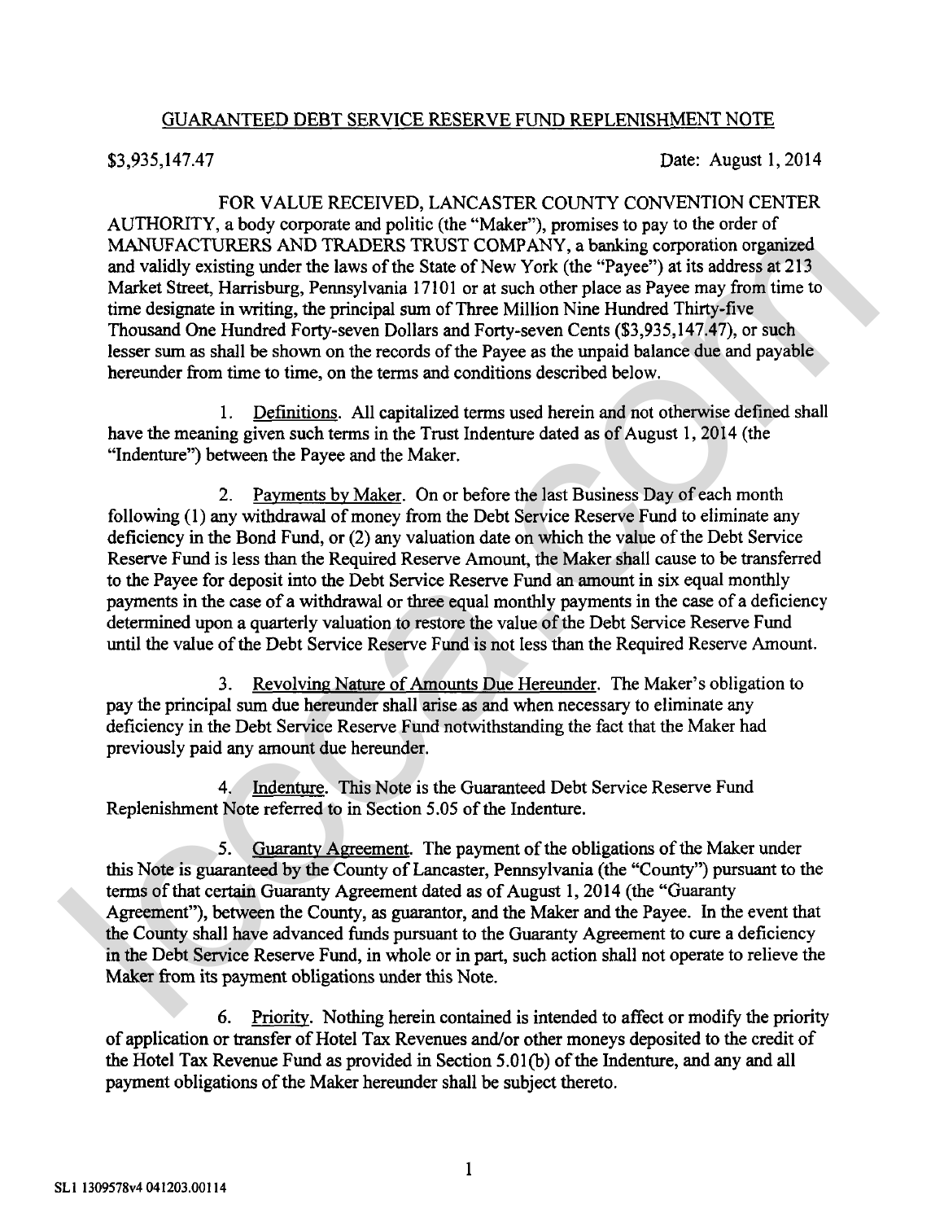GUARANTEED DEBT SERVICE RESERVE FUND REPLENISHMENT NOTE

$3,935,147.47 Date: August 1, 2014

FOR VALUE RECEIVED, LANCASTER COUNTY CONVENTION CENTER AUTHORITY, a body corporate and politic (the "Maker"), promises to pay to the order of MANUFACTURERS AND TRADERS TRUST COMPANY, a banking corporation organized and validly existing under the laws of the State of New York (the "Payee") at its address at 213 Market Street, Harrisburg, Pennsylvania 17101 or at such other place as Payee may from time to time designate in writing, the principal sum of Three Million Nine Hundred Thirty-five Thousand One Hundred Forty-seven Dollars and Forty-seven Cents ($3,935,147.47), or such lesser sum as shall be shown on the records of the Payee as the unpaid balance due and payable hereunder from time to time, on the terms and conditions described below.

1. Definitions. All capitalized terms used herein and not otherwise defined shall have the meaning given such terms in the Trust Indenture dated as of August 1, 2014 (the "Indenture") between the Payee and the Maker.

2. Payments by Maker. On or before the last Business Day of each month following (1) any withdrawal of money from the Debt Service Reserve Fund to eliminate any deficiency in the Bond Fund, or (2) any valuation date on which the value of the Debt Service Reserve Fund is less than the Required Reserve Amount, the Maker shall cause to be transferred to the Payee for deposit into the Debt Service Reserve Fund an amount in six equal monthly payments in the case of a withdrawal or three equal monthly payments in the case of a deficiency determined upon a quarterly valuation to restore the value of the Debt Service Reserve Fund until the value of the Debt Service Reserve Fund is not less than the Required Reserve Amount.

3. Revolving Nature of Amounts Due Hereunder. The Maker's obligation to pay the principal sum due hereunder shall arise as and when necessary to eliminate any deficiency in the Debt Service Reserve Fund notwithstanding the fact that the Maker had previously paid any amount due hereunder.

4. Indenture. This Note is the Guaranteed Debt Service Reserve Fund Replenishment Note referred to in Section 5.05 of the Indenture.

5. Guaranty Agreement. The payment of the obligations of the Maker under this Note is guaranteed by the County of Lancaster, Pennsylvania (the "County") pursuant to the terms of that certain Guaranty Agreement dated as of August 1, 2014 (the "Guaranty Agreement"), between the County, as guarantor, and the Maker and the Payee. In the event that the County shall have advanced funds pursuant to the Guaranty Agreement to cure a deficiency in the Debt Service Reserve Fund, in whole or in part, such action shall not operate to relieve the Maker from its payment obligations under this Note.

6. Priority. Nothing herein contained is intended to affect or modify the priority of application or transfer of Hotel Tax Revenues and/or other moneys deposited to the credit of the Hotel Tax Revenue Fund as provided in Section 5.01(b) of the Indenture, and any and all payment obligations of the Maker hereunder shall be subject thereto.

SL1 1309578v4 041203.00114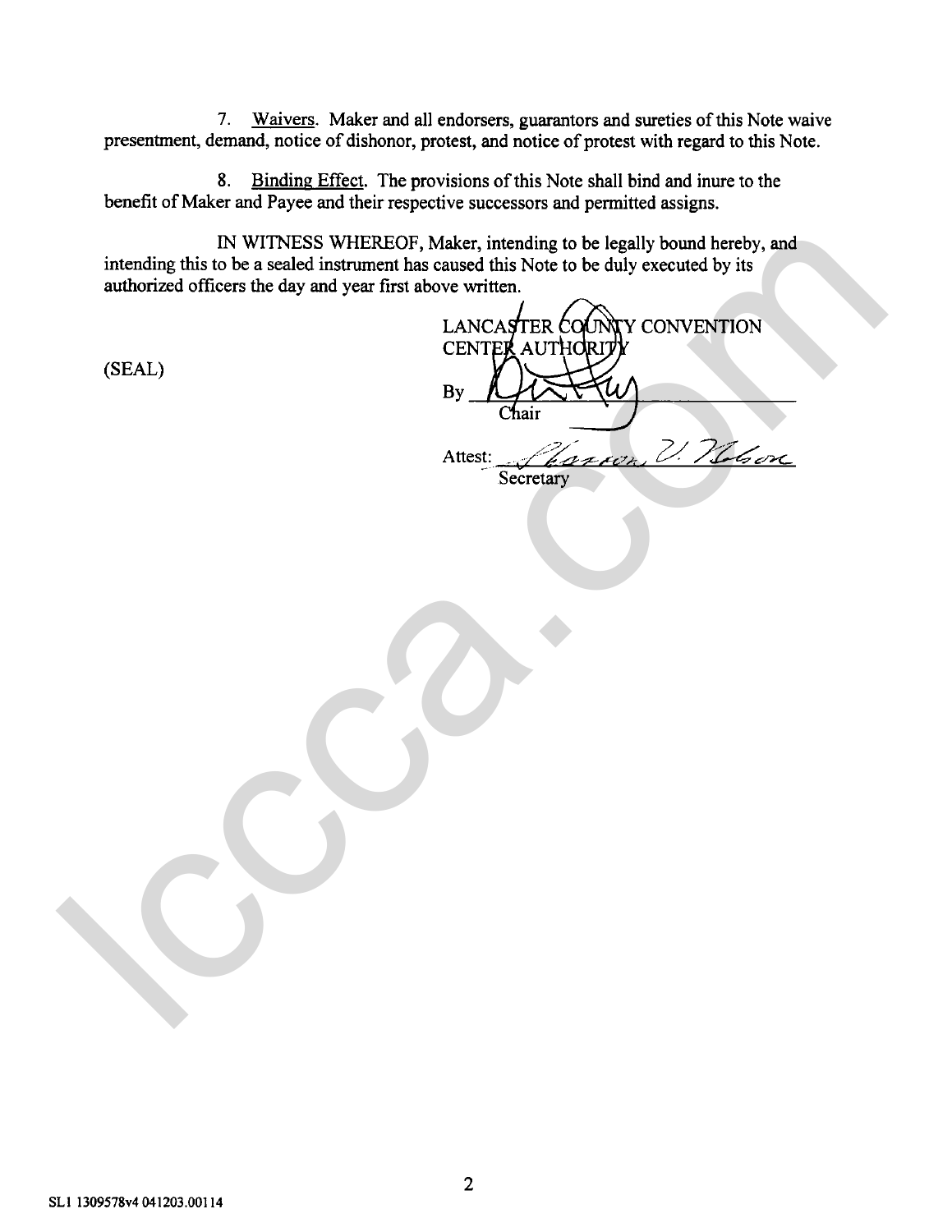7. <u>Waivers</u>. Maker and all endorsers, guarantors and sureties of this Note waive presentment, demand, notice of dishonor, protest, and notice of protest with regard to this Note.

8. <u>Binding Effect</u>. The provisions of this Note shall bind and inure to the benefit of Maker and Payee and their respective successors and permitted assigns.

IN WITNESS WHEREOF, Maker, intending to be legally bound hereby, and intending this to be a sealed instrument has caused this Note to be duly executed by its authorized officers the day and year first above written.

(SEAL)

LANCASTER COUNTY CONVENTION CENTER AUTHORITY

By ______________________
Chair

Attest: ______________________
Secretary

SL1 1309578v4 041203.00114